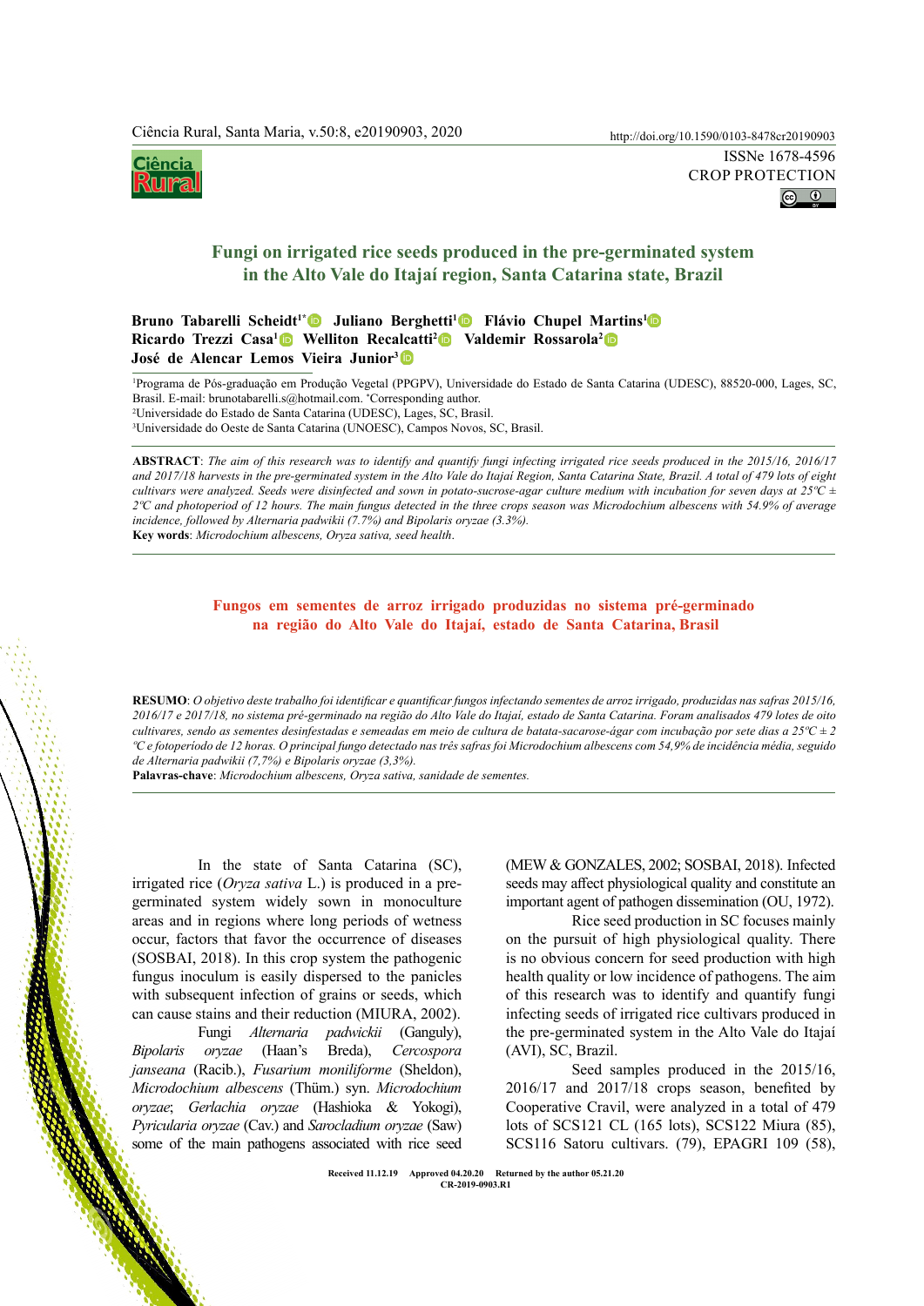ISSNe 1678-4596
CROP PROTECTION

# Fungi on irrigated rice seeds produced in the pre-germinated system in the Alto Vale do Itajaí region, Santa Catarina state, Brazil

**Bruno Tabarelli Scheidt[1*] Juliano Berghetti[1] Flávio Chupel Martins[1] Ricardo Trezzi Casa[1] Welliton Recalcatti[2] Valdemir Rossarola[2] José de Alencar Lemos Vieira Junior[3]**

[1]Programa de Pós-graduação em Produção Vegetal (PPGPV), Universidade do Estado de Santa Catarina (UDESC), 88520-000, Lages, SC, Brasil. E-mail: brunotabarelli.s@hotmail.com. *Corresponding author.
[2]Universidade do Estado de Santa Catarina (UDESC), Lages, SC, Brasil.
[3]Universidade do Oeste de Santa Catarina (UNOESC), Campos Novos, SC, Brasil.

**ABSTRACT**: *The aim of this research was to identify and quantify fungi infecting irrigated rice seeds produced in the 2015/16, 2016/17 and 2017/18 harvests in the pre-germinated system in the Alto Vale do Itajaí Region, Santa Catarina State, Brazil. A total of 479 lots of eight cultivars were analyzed. Seeds were disinfected and sown in potato-sucrose-agar culture medium with incubation for seven days at 25ºC ± 2ºC and photoperiod of 12 hours. The main fungus detected in the three crops season was Microdochium albescens with 54.9% of average incidence, followed by Alternaria padwikii (7.7%) and Bipolaris oryzae (3.3%).*
**Key words**: *Microdochium albescens, Oryza sativa, seed health*.

## Fungos em sementes de arroz irrigado produzidas no sistema pré-germinado na região do Alto Vale do Itajaí, estado de Santa Catarina, Brasil

**RESUMO**: *O objetivo deste trabalho foi identificar e quantificar fungos infectando sementes de arroz irrigado, produzidas nas safras 2015/16, 2016/17 e 2017/18, no sistema pré-germinado na região do Alto Vale do Itajaí, estado de Santa Catarina. Foram analisados 479 lotes de oito cultivares, sendo as sementes desinfestadas e semeadas em meio de cultura de batata-sacarose-ágar com incubação por sete dias a 25ºC ± 2 ºC e fotoperíodo de 12 horas. O principal fungo detectado nas três safras foi Microdochium albescens com 54,9% de incidência média, seguido de Alternaria padwikii (7,7%) e Bipolaris oryzae (3,3%).*
**Palavras-chave**: *Microdochium albescens, Oryza sativa, sanidade de sementes.*

In the state of Santa Catarina (SC), irrigated rice (*Oryza sativa* L.) is produced in a pre-germinated system widely sown in monoculture areas and in regions where long periods of wetness occur, factors that favor the occurrence of diseases (SOSBAI, 2018). In this crop system the pathogenic fungus inoculum is easily dispersed to the panicles with subsequent infection of grains or seeds, which can cause stains and their reduction (MIURA, 2002).

Fungi *Alternaria padwickii* (Ganguly), *Bipolaris oryzae* (Haan's Breda), *Cercospora janseana* (Racib.), *Fusarium moniliforme* (Sheldon), *Microdochium albescens* (Thüm.) syn. *Microdochium oryzae*; *Gerlachia oryzae* (Hashioka & Yokogi), *Pyricularia oryzae* (Cav.) and *Sarocladium oryzae* (Saw) some of the main pathogens associated with rice seed (MEW & GONZALES, 2002; SOSBAI, 2018). Infected seeds may affect physiological quality and constitute an important agent of pathogen dissemination (OU, 1972).

Rice seed production in SC focuses mainly on the pursuit of high physiological quality. There is no obvious concern for seed production with high health quality or low incidence of pathogens. The aim of this research was to identify and quantify fungi infecting seeds of irrigated rice cultivars produced in the pre-germinated system in the Alto Vale do Itajaí (AVI), SC, Brazil.

Seed samples produced in the 2015/16, 2016/17 and 2017/18 crops season, benefited by Cooperative Cravil, were analyzed in a total of 479 lots of SCS121 CL (165 lots), SCS122 Miura (85), SCS116 Satoru cultivars. (79), EPAGRI 109 (58),

Received 11.12.19 Approved 04.20.20 Returned by the author 05.21.20
CR-2019-0903.R1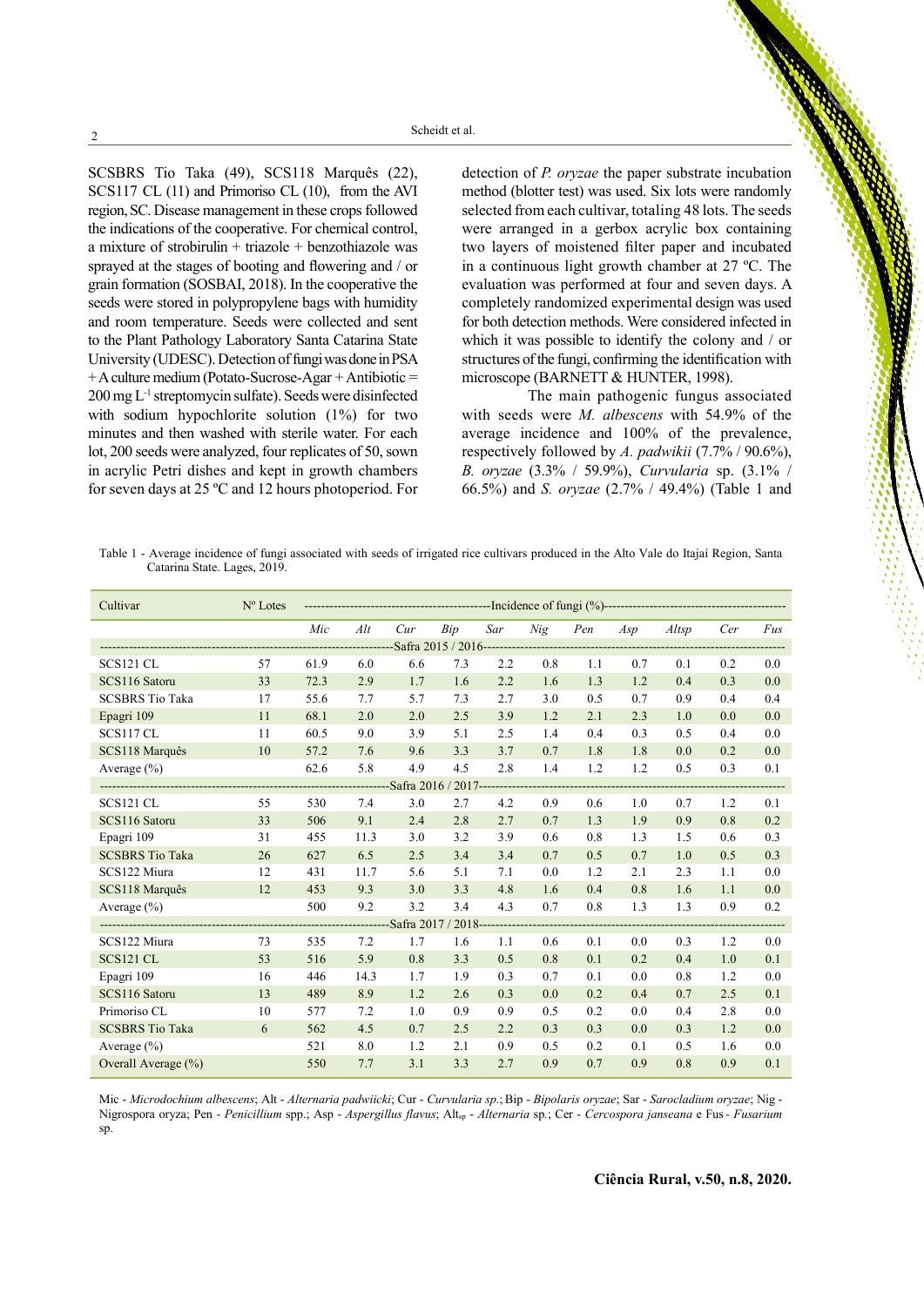SCSBRS Tio Taka (49), SCS118 Marquês (22), SCS117 CL (11) and Primoriso CL (10), from the AVI region, SC. Disease management in these crops followed the indications of the cooperative. For chemical control, a mixture of strobirulin + triazole + benzothiazole was sprayed at the stages of booting and flowering and / or grain formation (SOSBAI, 2018). In the cooperative the seeds were stored in polypropylene bags with humidity and room temperature. Seeds were collected and sent to the Plant Pathology Laboratory Santa Catarina State University (UDESC). Detection of fungi was done in PSA + A culture medium (Potato-Sucrose-Agar + Antibiotic = 200 mg $L^{-1}$ streptomycin sulfate). Seeds were disinfected with sodium hypochlorite solution (1%) for two minutes and then washed with sterile water. For each lot, 200 seeds were analyzed, four replicates of 50, sown in acrylic Petri dishes and kept in growth chambers for seven days at 25 ºC and 12 hours photoperiod. For detection of *P. oryzae* the paper substrate incubation method (blotter test) was used. Six lots were randomly selected from each cultivar, totaling 48 lots. The seeds were arranged in a gerbox acrylic box containing two layers of moistened filter paper and incubated in a continuous light growth chamber at 27 ºC. The evaluation was performed at four and seven days. A completely randomized experimental design was used for both detection methods. Were considered infected in which it was possible to identify the colony and / or structures of the fungi, confirming the identification with microscope (BARNETT & HUNTER, 1998).

The main pathogenic fungus associated with seeds were *M. albescens* with 54.9% of the average incidence and 100% of the prevalence, respectively followed by *A. padwikii* (7.7% / 90.6%), *B. oryzae* (3.3% / 59.9%), *Curvularia* sp. (3.1% / 66.5%) and *S. oryzae* (2.7% / 49.4%) (Table 1 and

Table 1 - Average incidence of fungi associated with seeds of irrigated rice cultivars produced in the Alto Vale do Itajaí Region, Santa Catarina State. Lages, 2019.

| Cultivar | Nº Lotes | Incidence of fungi (%) | | | | | | | | | | |
|---|---|---|---|---|---|---|---|---|---|---|---|---|
| | | *Mic* | *Alt* | *Cur* | *Bip* | *Sar* | *Nig* | *Pen* | *Asp* | *Altsp* | *Cer* | *Fus* |
| Safra 2015 / 2016 | | | | | | | | | | | | |
| SCS121 CL | 57 | 61.9 | 6.0 | 6.6 | 7.3 | 2.2 | 0.8 | 1.1 | 0.7 | 0.1 | 0.2 | 0.0 |
| SCS116 Satoru | 33 | 72.3 | 2.9 | 1.7 | 1.6 | 2.2 | 1.6 | 1.3 | 1.2 | 0.4 | 0.3 | 0.0 |
| SCSBRS Tio Taka | 17 | 55.6 | 7.7 | 5.7 | 7.3 | 2.7 | 3.0 | 0.5 | 0.7 | 0.9 | 0.4 | 0.4 |
| Epagri 109 | 11 | 68.1 | 2.0 | 2.0 | 2.5 | 3.9 | 1.2 | 2.1 | 2.3 | 1.0 | 0.0 | 0.0 |
| SCS117 CL | 11 | 60.5 | 9.0 | 3.9 | 5.1 | 2.5 | 1.4 | 0.4 | 0.3 | 0.5 | 0.4 | 0.0 |
| SCS118 Marquês | 10 | 57.2 | 7.6 | 9.6 | 3.3 | 3.7 | 0.7 | 1.8 | 1.8 | 0.0 | 0.2 | 0.0 |
| Average (%) | | 62.6 | 5.8 | 4.9 | 4.5 | 2.8 | 1.4 | 1.2 | 1.2 | 0.5 | 0.3 | 0.1 |
| Safra 2016 / 2017 | | | | | | | | | | | | |
| SCS121 CL | 55 | 530 | 7.4 | 3.0 | 2.7 | 4.2 | 0.9 | 0.6 | 1.0 | 0.7 | 1.2 | 0.1 |
| SCS116 Satoru | 33 | 506 | 9.1 | 2.4 | 2.8 | 2.7 | 0.7 | 1.3 | 1.9 | 0.9 | 0.8 | 0.2 |
| Epagri 109 | 31 | 455 | 11.3 | 3.0 | 3.2 | 3.9 | 0.6 | 0.8 | 1.3 | 1.5 | 0.6 | 0.3 |
| SCSBRS Tio Taka | 26 | 627 | 6.5 | 2.5 | 3.4 | 3.4 | 0.7 | 0.5 | 0.7 | 1.0 | 0.5 | 0.3 |
| SCS122 Miura | 12 | 431 | 11.7 | 5.6 | 5.1 | 7.1 | 0.0 | 1.2 | 2.1 | 2.3 | 1.1 | 0.0 |
| SCS118 Marquês | 12 | 453 | 9.3 | 3.0 | 3.3 | 4.8 | 1.6 | 0.4 | 0.8 | 1.6 | 1.1 | 0.0 |
| Average (%) | | 500 | 9.2 | 3.2 | 3.4 | 4.3 | 0.7 | 0.8 | 1.3 | 1.3 | 0.9 | 0.2 |
| Safra 2017 / 2018 | | | | | | | | | | | | |
| SCS122 Miura | 73 | 535 | 7.2 | 1.7 | 1.6 | 1.1 | 0.6 | 0.1 | 0.0 | 0.3 | 1.2 | 0.0 |
| SCS121 CL | 53 | 516 | 5.9 | 0.8 | 3.3 | 0.5 | 0.8 | 0.1 | 0.2 | 0.4 | 1.0 | 0.1 |
| Epagri 109 | 16 | 446 | 14.3 | 1.7 | 1.9 | 0.3 | 0.7 | 0.1 | 0.0 | 0.8 | 1.2 | 0.0 |
| SCS116 Satoru | 13 | 489 | 8.9 | 1.2 | 2.6 | 0.3 | 0.0 | 0.2 | 0.4 | 0.7 | 2.5 | 0.1 |
| Primoriso CL | 10 | 577 | 7.2 | 1.0 | 0.9 | 0.9 | 0.5 | 0.2 | 0.0 | 0.4 | 2.8 | 0.0 |
| SCSBRS Tio Taka | 6 | 562 | 4.5 | 0.7 | 2.5 | 2.2 | 0.3 | 0.3 | 0.0 | 0.3 | 1.2 | 0.0 |
| Average (%) | | 521 | 8.0 | 1.2 | 2.1 | 0.9 | 0.5 | 0.2 | 0.1 | 0.5 | 1.6 | 0.0 |
| Overall Average (%) | | 550 | 7.7 | 3.1 | 3.3 | 2.7 | 0.9 | 0.7 | 0.9 | 0.8 | 0.9 | 0.1 |

Mic - *Microdochium albescens*; Alt - *Alternaria padwiicki*; Cur - *Curvularia sp.*; Bip - *Bipolaris oryzae*; Sar - *Sarocladium oryzae*; Nig - Nigrospora oryza; Pen - *Penicillium* spp.; Asp - *Aspergillus flavus*; $Alt_{sp}$ - *Alternaria* sp.; Cer - *Cercospora janseana* e Fus - *Fusarium* sp.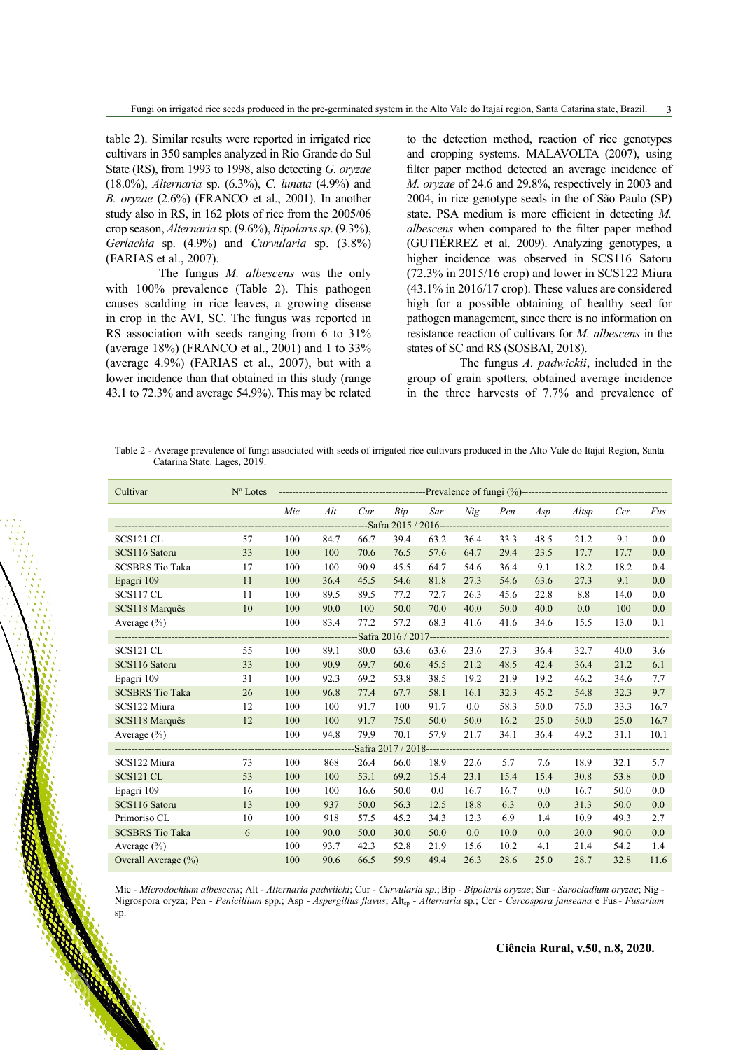table 2). Similar results were reported in irrigated rice cultivars in 350 samples analyzed in Rio Grande do Sul State (RS), from 1993 to 1998, also detecting *G. oryzae* (18.0%), *Alternaria* sp. (6.3%), *C. lunata* (4.9%) and *B. oryzae* (2.6%) (FRANCO et al., 2001). In another study also in RS, in 162 plots of rice from the 2005/06 crop season, *Alternaria* sp. (9.6%), *Bipolaris sp*. (9.3%), *Gerlachia* sp. (4.9%) and *Curvularia* sp. (3.8%) (FARIAS et al., 2007).

The fungus *M. albescens* was the only with 100% prevalence (Table 2). This pathogen causes scalding in rice leaves, a growing disease in crop in the AVI, SC. The fungus was reported in RS association with seeds ranging from 6 to 31% (average 18%) (FRANCO et al., 2001) and 1 to 33% (average 4.9%) (FARIAS et al., 2007), but with a lower incidence than that obtained in this study (range 43.1 to 72.3% and average 54.9%). This may be related to the detection method, reaction of rice genotypes and cropping systems. MALAVOLTA (2007), using filter paper method detected an average incidence of *M. oryzae* of 24.6 and 29.8%, respectively in 2003 and 2004, in rice genotype seeds in the of São Paulo (SP) state. PSA medium is more efficient in detecting *M. albescens* when compared to the filter paper method (GUTIÉRREZ et al. 2009). Analyzing genotypes, a higher incidence was observed in SCS116 Satoru (72.3% in 2015/16 crop) and lower in SCS122 Miura (43.1% in 2016/17 crop). These values are considered high for a possible obtaining of healthy seed for pathogen management, since there is no information on resistance reaction of cultivars for *M. albescens* in the states of SC and RS (SOSBAI, 2018).

The fungus *A. padwickii*, included in the group of grain spotters, obtained average incidence in the three harvests of 7.7% and prevalence of

Table 2 - Average prevalence of fungi associated with seeds of irrigated rice cultivars produced in the Alto Vale do Itajaí Region, Santa Catarina State. Lages, 2019.

| Cultivar | Nº Lotes | Prevalence of fungi (%) | | | | | | | | | | |
|---|---|---|---|---|---|---|---|---|---|---|---|---|
| | | *Mic* | *Alt* | *Cur* | *Bip* | *Sar* | *Nig* | *Pen* | *Asp* | *Altsp* | *Cer* | *Fus* |
| Safra 2015 / 2016 | | | | | | | | | | | | |
| SCS121 CL | 57 | 100 | 84.7 | 66.7 | 39.4 | 63.2 | 36.4 | 33.3 | 48.5 | 21.2 | 9.1 | 0.0 |
| SCS116 Satoru | 33 | 100 | 100 | 70.6 | 76.5 | 57.6 | 64.7 | 29.4 | 23.5 | 17.7 | 17.7 | 0.0 |
| SCSBRS Tio Taka | 17 | 100 | 100 | 90.9 | 45.5 | 64.7 | 54.6 | 36.4 | 9.1 | 18.2 | 18.2 | 0.4 |
| Epagri 109 | 11 | 100 | 36.4 | 45.5 | 54.6 | 81.8 | 27.3 | 54.6 | 63.6 | 27.3 | 9.1 | 0.0 |
| SCS117 CL | 11 | 100 | 89.5 | 89.5 | 77.2 | 72.7 | 26.3 | 45.6 | 22.8 | 8.8 | 14.0 | 0.0 |
| SCS118 Marquês | 10 | 100 | 90.0 | 100 | 50.0 | 70.0 | 40.0 | 50.0 | 40.0 | 0.0 | 100 | 0.0 |
| Average (%) | | 100 | 83.4 | 77.2 | 57.2 | 68.3 | 41.6 | 41.6 | 34.6 | 15.5 | 13.0 | 0.1 |
| Safra 2016 / 2017 | | | | | | | | | | | | |
| SCS121 CL | 55 | 100 | 89.1 | 80.0 | 63.6 | 63.6 | 23.6 | 27.3 | 36.4 | 32.7 | 40.0 | 3.6 |
| SCS116 Satoru | 33 | 100 | 90.9 | 69.7 | 60.6 | 45.5 | 21.2 | 48.5 | 42.4 | 36.4 | 21.2 | 6.1 |
| Epagri 109 | 31 | 100 | 92.3 | 69.2 | 53.8 | 38.5 | 19.2 | 21.9 | 19.2 | 46.2 | 34.6 | 7.7 |
| SCSBRS Tio Taka | 26 | 100 | 96.8 | 77.4 | 67.7 | 58.1 | 16.1 | 32.3 | 45.2 | 54.8 | 32.3 | 9.7 |
| SCS122 Miura | 12 | 100 | 100 | 91.7 | 100 | 91.7 | 0.0 | 58.3 | 50.0 | 75.0 | 33.3 | 16.7 |
| SCS118 Marquês | 12 | 100 | 100 | 91.7 | 75.0 | 50.0 | 50.0 | 16.2 | 25.0 | 50.0 | 25.0 | 16.7 |
| Average (%) | | 100 | 94.8 | 79.9 | 70.1 | 57.9 | 21.7 | 34.1 | 36.4 | 49.2 | 31.1 | 10.1 |
| Safra 2017 / 2018 | | | | | | | | | | | | |
| SCS122 Miura | 73 | 100 | 868 | 26.4 | 66.0 | 18.9 | 22.6 | 5.7 | 7.6 | 18.9 | 32.1 | 5.7 |
| SCS121 CL | 53 | 100 | 100 | 53.1 | 69.2 | 15.4 | 23.1 | 15.4 | 15.4 | 30.8 | 53.8 | 0.0 |
| Epagri 109 | 16 | 100 | 100 | 16.6 | 50.0 | 0.0 | 16.7 | 16.7 | 0.0 | 16.7 | 50.0 | 0.0 |
| SCS116 Satoru | 13 | 100 | 937 | 50.0 | 56.3 | 12.5 | 18.8 | 6.3 | 0.0 | 31.3 | 50.0 | 0.0 |
| Primoriso CL | 10 | 100 | 918 | 57.5 | 45.2 | 34.3 | 12.3 | 6.9 | 1.4 | 10.9 | 49.3 | 2.7 |
| SCSBRS Tio Taka | 6 | 100 | 90.0 | 50.0 | 30.0 | 50.0 | 0.0 | 10.0 | 0.0 | 20.0 | 90.0 | 0.0 |
| Average (%) | | 100 | 93.7 | 42.3 | 52.8 | 21.9 | 15.6 | 10.2 | 4.1 | 21.4 | 54.2 | 1.4 |
| Overall Average (%) | | 100 | 90.6 | 66.5 | 59.9 | 49.4 | 26.3 | 28.6 | 25.0 | 28.7 | 32.8 | 11.6 |

Mic - *Microdochium albescens*; Alt - *Alternaria padwiicki*; Cur - *Curvularia sp.*; Bip - *Bipolaris oryzae*; Sar - *Sarocladium oryzae*; Nig - Nigrospora oryza; Pen - *Penicillium* spp.; Asp - *Aspergillus flavus*; $Alt_{sp}$ - *Alternaria* sp.; Cer - *Cercospora janseana* e Fus - *Fusarium* sp.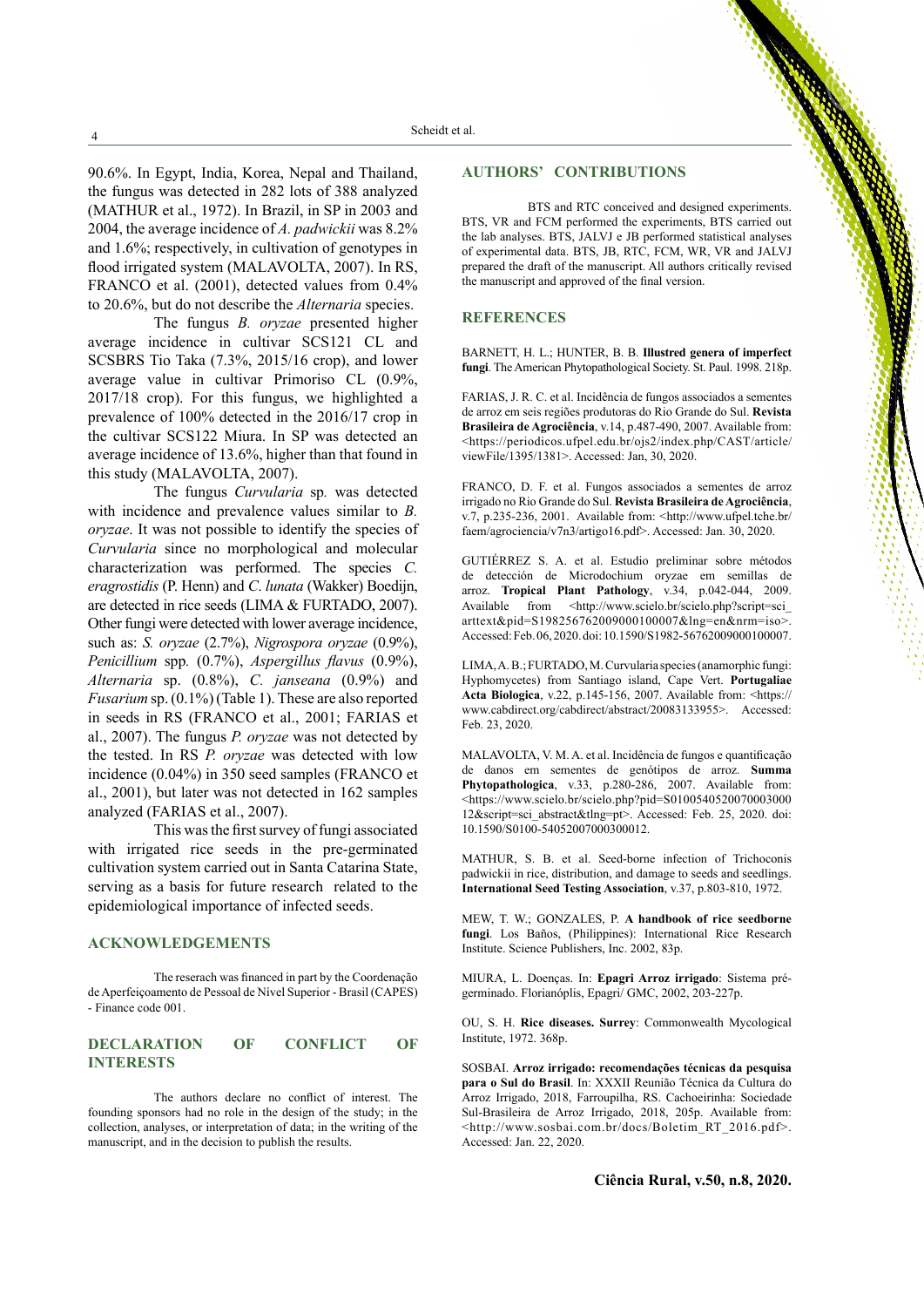90.6%. In Egypt, India, Korea, Nepal and Thailand, the fungus was detected in 282 lots of 388 analyzed (MATHUR et al., 1972). In Brazil, in SP in 2003 and 2004, the average incidence of *A. padwickii* was 8.2% and 1.6%; respectively, in cultivation of genotypes in flood irrigated system (MALAVOLTA, 2007). In RS, FRANCO et al. (2001), detected values from 0.4% to 20.6%, but do not describe the *Alternaria* species.

The fungus *B. oryzae* presented higher average incidence in cultivar SCS121 CL and SCSBRS Tio Taka (7.3%, 2015/16 crop), and lower average value in cultivar Primoriso CL (0.9%, 2017/18 crop). For this fungus, we highlighted a prevalence of 100% detected in the 2016/17 crop in the cultivar SCS122 Miura. In SP was detected an average incidence of 13.6%, higher than that found in this study (MALAVOLTA, 2007).

The fungus *Curvularia* sp*.* was detected with incidence and prevalence values similar to *B. oryzae*. It was not possible to identify the species of *Curvularia* since no morphological and molecular characterization was performed. The species *C. eragrostidis* (P. Henn) and *C. lunata* (Wakker) Boedijn, are detected in rice seeds (LIMA & FURTADO, 2007). Other fungi were detected with lower average incidence, such as: *S. oryzae* (2.7%), *Nigrospora oryzae* (0.9%), *Penicillium* spp*.* (0.7%), *Aspergillus flavus* (0.9%), *Alternaria* sp. (0.8%), *C. janseana* (0.9%) and *Fusarium* sp. (0.1%) (Table 1). These are also reported in seeds in RS (FRANCO et al., 2001; FARIAS et al., 2007). The fungus *P. oryzae* was not detected by the tested. In RS *P. oryzae* was detected with low incidence (0.04%) in 350 seed samples (FRANCO et al., 2001), but later was not detected in 162 samples analyzed (FARIAS et al., 2007).

This was the first survey of fungi associated with irrigated rice seeds in the pre-germinated cultivation system carried out in Santa Catarina State, serving as a basis for future research related to the epidemiological importance of infected seeds.

## ACKNOWLEDGEMENTS

The reserach was financed in part by the Coordenação de Aperfeiçoamento de Pessoal de Nível Superior - Brasil (CAPES) - Finance code 001.

## DECLARATION OF CONFLICT OF INTERESTS

The authors declare no conflict of interest. The founding sponsors had no role in the design of the study; in the collection, analyses, or interpretation of data; in the writing of the manuscript, and in the decision to publish the results.

## AUTHORS' CONTRIBUTIONS

BTS and RTC conceived and designed experiments. BTS, VR and FCM performed the experiments, BTS carried out the lab analyses. BTS, JALVJ e JB performed statistical analyses of experimental data. BTS, JB, RTC, FCM, WR, VR and JALVJ prepared the draft of the manuscript. All authors critically revised the manuscript and approved of the final version.

## REFERENCES

BARNETT, H. L.; HUNTER, B. B. **Illustred genera of imperfect fungi**. The American Phytopathological Society. St. Paul. 1998. 218p.

FARIAS, J. R. C. et al. Incidência de fungos associados a sementes de arroz em seis regiões produtoras do Rio Grande do Sul. **Revista Brasileira de Agrociência**, v.14, p.487-490, 2007. Available from: <https://periodicos.ufpel.edu.br/ojs2/index.php/CAST/article/viewFile/1395/1381>. Accessed: Jan, 30, 2020.

FRANCO, D. F. et al. Fungos associados a sementes de arroz irrigado no Rio Grande do Sul. **Revista Brasileira de Agrociência**, v.7, p.235-236, 2001. Available from: <http://www.ufpel.tche.br/faem/agrociencia/v7n3/artigo16.pdf>. Accessed: Jan. 30, 2020.

GUTIÉRREZ S. A. et al. Estudio preliminar sobre métodos de detección de Microdochium oryzae em semillas de arroz. **Tropical Plant Pathology**, v.34, p.042-044, 2009. Available from <http://www.scielo.br/scielo.php?script=sci_arttext&pid=S198256762009000100007&lng=en&nrm=iso>. Accessed: Feb. 06, 2020. doi: 10.1590/S1982-56762009000100007.

LIMA, A. B.; FURTADO, M. Curvularia species (anamorphic fungi: Hyphomycetes) from Santiago island, Cape Vert. **Portugaliae Acta Biologica**, v.22, p.145-156, 2007. Available from: <https://www.cabdirect.org/cabdirect/abstract/20083133955>. Accessed: Feb. 23, 2020.

MALAVOLTA, V. M. A. et al. Incidência de fungos e quantificação de danos em sementes de genótipos de arroz. **Summa Phytopathologica**, v.33, p.280-286, 2007. Available from: <https://www.scielo.br/scielo.php?pid=S010054052007000300012&script=sci_abstract&tlng=pt>. Accessed: Feb. 25, 2020. doi: 10.1590/S0100-54052007000300012.

MATHUR, S. B. et al. Seed-borne infection of Trichoconis padwickii in rice, distribution, and damage to seeds and seedlings. **International Seed Testing Association**, v.37, p.803-810, 1972.

MEW, T. W.; GONZALES, P. **A handbook of rice seedborne fungi**. Los Baños, (Philippines): International Rice Research Institute. Science Publishers, Inc. 2002, 83p.

MIURA, L. Doenças. In: **Epagri Arroz irrigado**: Sistema pré-germinado. Florianóplis, Epagri/ GMC, 2002, 203-227p.

OU, S. H. **Rice diseases. Surrey**: Commonwealth Mycological Institute, 1972. 368p.

SOSBAI. **Arroz irrigado: recomendações técnicas da pesquisa para o Sul do Brasil**. In: XXXII Reunião Técnica da Cultura do Arroz Irrigado, 2018, Farroupilha, RS. Cachoeirinha: Sociedade Sul-Brasileira de Arroz Irrigado, 2018, 205p. Available from: <http://www.sosbai.com.br/docs/Boletim_RT_2016.pdf>. Accessed: Jan. 22, 2020.